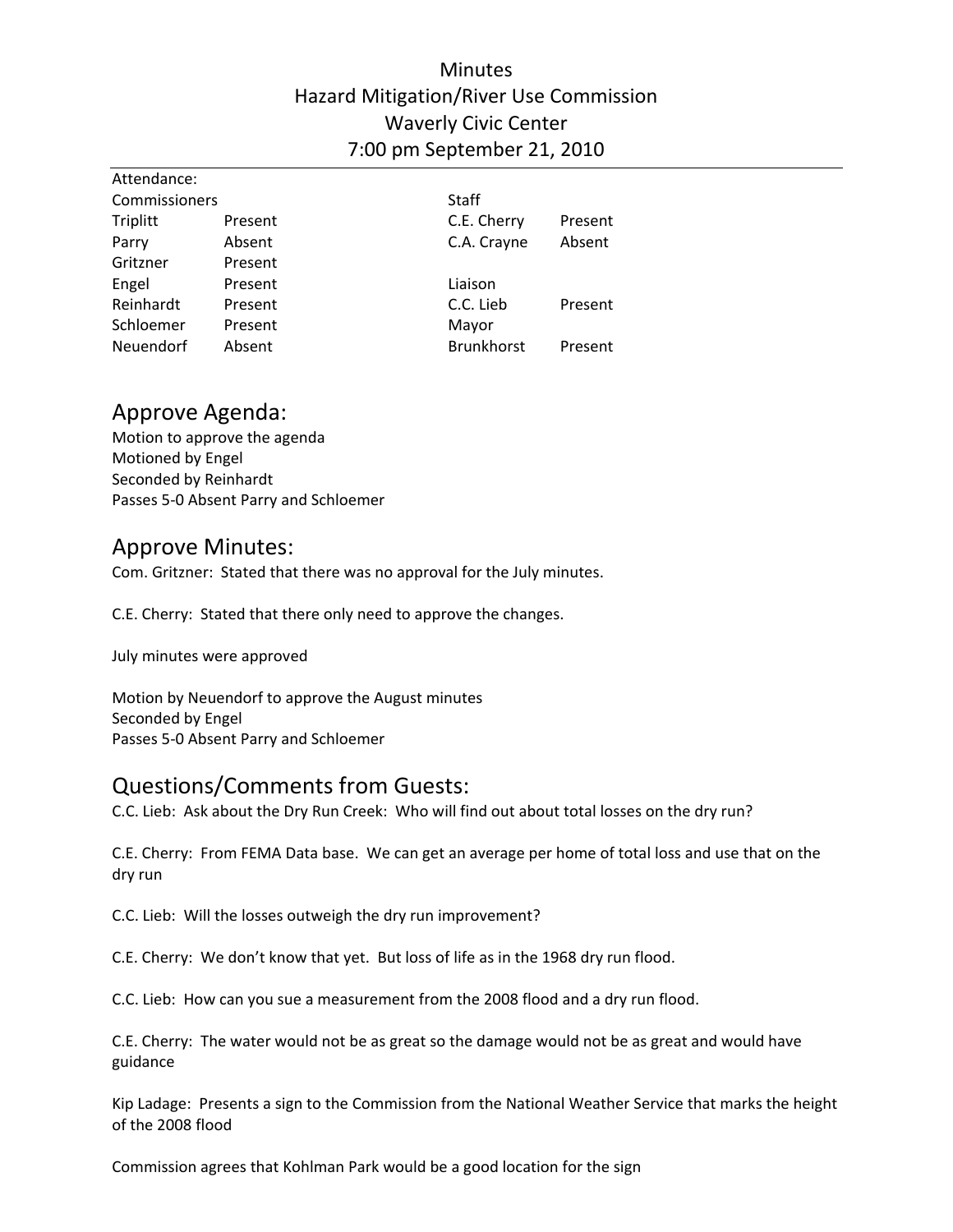Minutes
Hazard Mitigation/River Use Commission
Waverly Civic Center
7:00 pm September 21, 2010

Attendance:

| Commissioners | | Staff | |
|---|---|---|---|
| Triplitt | Present | C.E. Cherry | Present |
| Parry | Absent | C.A. Crayne | Absent |
| Gritzner | Present | | |
| Engel | Present | Liaison | |
| Reinhardt | Present | C.C. Lieb | Present |
| Schloemer | Present | Mayor | |
| Neuendorf | Absent | Brunkhorst | Present |

## Approve Agenda:

Motion to approve the agenda
Motioned by Engel
Seconded by Reinhardt
Passes 5-0 Absent Parry and Schloemer

## Approve Minutes:

Com. Gritzner: Stated that there was no approval for the July minutes.

C.E. Cherry: Stated that there only need to approve the changes.

July minutes were approved

Motion by Neuendorf to approve the August minutes
Seconded by Engel
Passes 5-0 Absent Parry and Schloemer

## Questions/Comments from Guests:

C.C. Lieb: Ask about the Dry Run Creek: Who will find out about total losses on the dry run?

C.E. Cherry: From FEMA Data base. We can get an average per home of total loss and use that on the dry run

C.C. Lieb: Will the losses outweigh the dry run improvement?

C.E. Cherry: We don't know that yet. But loss of life as in the 1968 dry run flood.

C.C. Lieb: How can you sue a measurement from the 2008 flood and a dry run flood.

C.E. Cherry: The water would not be as great so the damage would not be as great and would have guidance

Kip Ladage: Presents a sign to the Commission from the National Weather Service that marks the height of the 2008 flood

Commission agrees that Kohlman Park would be a good location for the sign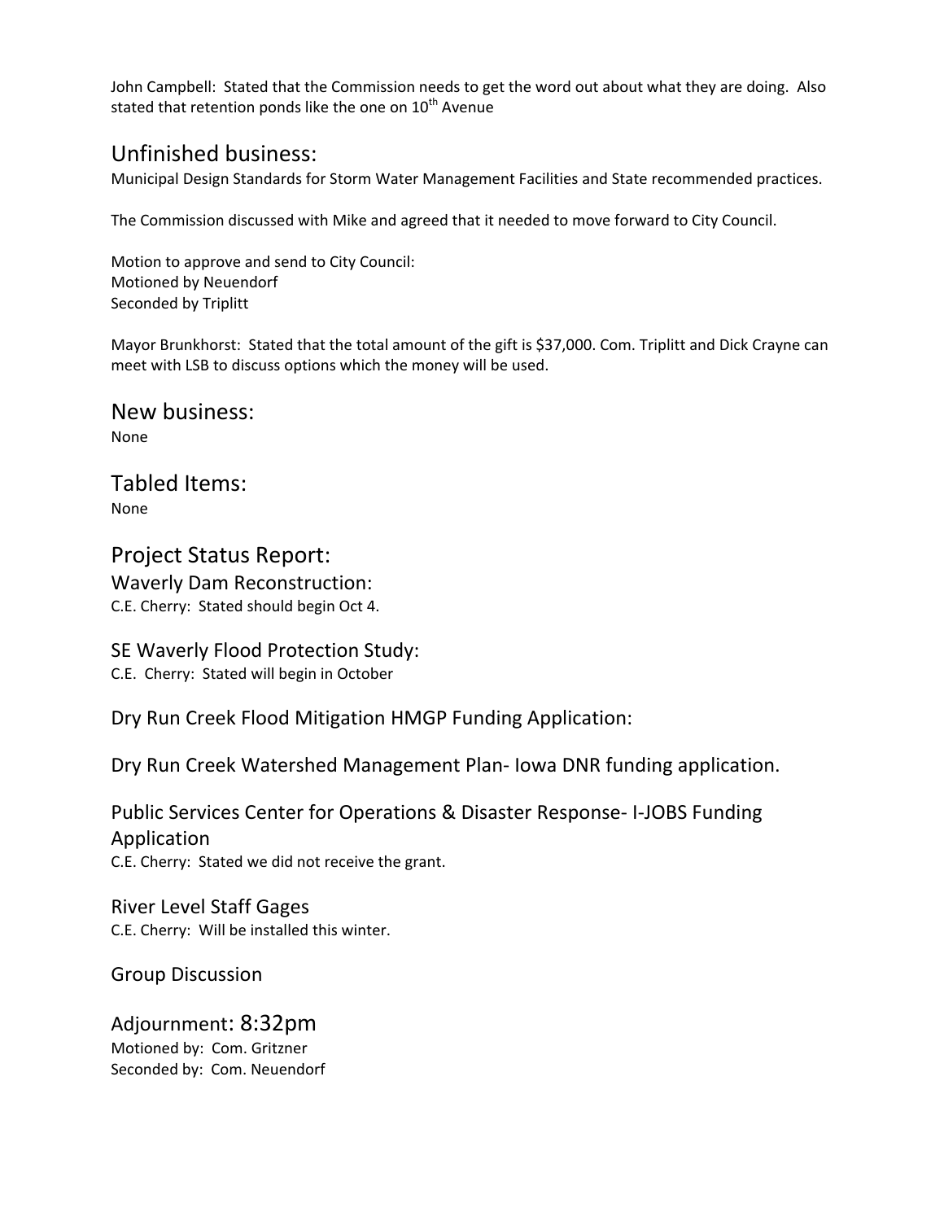John Campbell: Stated that the Commission needs to get the word out about what they are doing. Also stated that retention ponds like the one on 10th Avenue

## Unfinished business:

Municipal Design Standards for Storm Water Management Facilities and State recommended practices.

The Commission discussed with Mike and agreed that it needed to move forward to City Council.

Motion to approve and send to City Council:
Motioned by Neuendorf
Seconded by Triplitt

Mayor Brunkhorst: Stated that the total amount of the gift is $37,000. Com. Triplitt and Dick Crayne can meet with LSB to discuss options which the money will be used.

## New business:

None

## Tabled Items:

None

## Project Status Report:

### Waverly Dam Reconstruction:

C.E. Cherry: Stated should begin Oct 4.

### SE Waverly Flood Protection Study:

C.E. Cherry: Stated will begin in October

### Dry Run Creek Flood Mitigation HMGP Funding Application:

### Dry Run Creek Watershed Management Plan- Iowa DNR funding application.

### Public Services Center for Operations & Disaster Response- I-JOBS Funding Application

C.E. Cherry: Stated we did not receive the grant.

### River Level Staff Gages

C.E. Cherry: Will be installed this winter.

### Group Discussion

## Adjournment: 8:32pm

Motioned by: Com. Gritzner
Seconded by: Com. Neuendorf